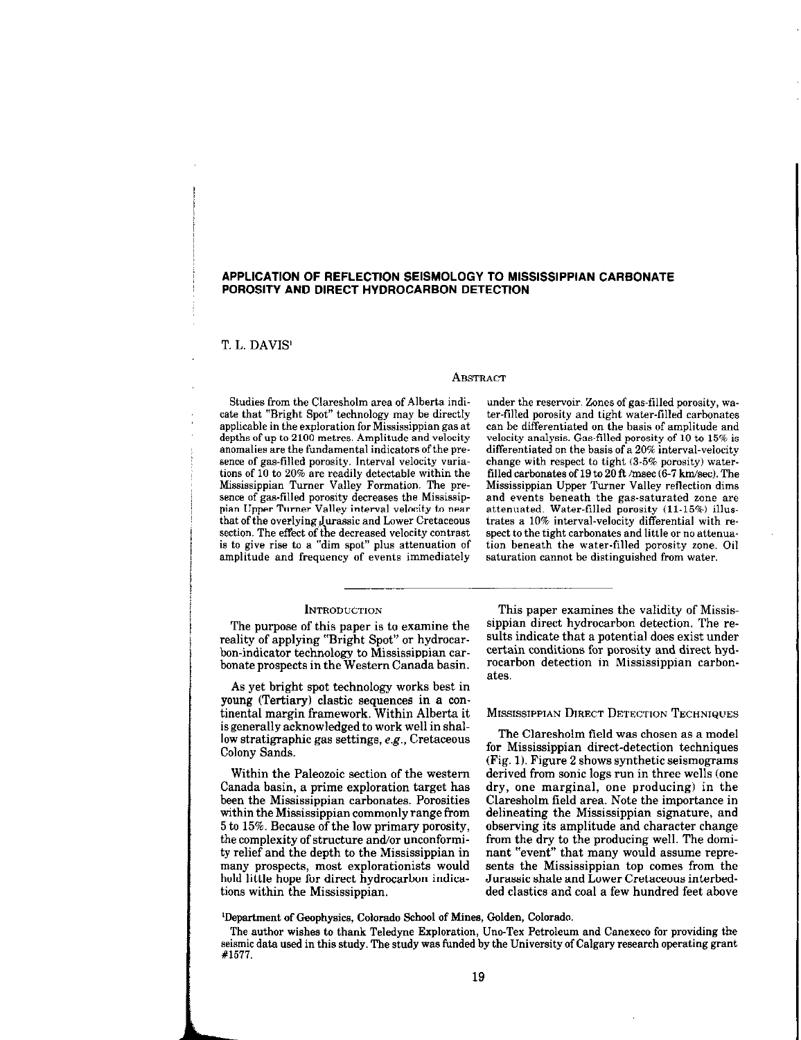# APPLICATION OF REFLECTION SEISMOLOGY TO MISSISSIPPIAN CARBONATE POROSITY AND DIRECT HYDROCARBON DETECTION

T. L. DAVIS[1]

## Abstract

Studies from the Claresholm area of Alberta indicate that "Bright Spot" technology may be directly applicable in the exploration for Mississippian gas at depths of up to 2100 metres. Amplitude and velocity anomalies are the fundamental indicators of the presence of gas-filled porosity. Interval velocity variations of 10 to 20% are readily detectable within the Mississippian Turner Valley Formation. The presence of gas-filled porosity decreases the Mississippian Upper Turner Valley interval velocity to near that of the overlying Jurassic and Lower Cretaceous section. The effect of the decreased velocity contrast is to give rise to a "dim spot" plus attenuation of amplitude and frequency of events immediately under the reservoir. Zones of gas-filled porosity, water-filled porosity and tight water-filled carbonates can be differentiated on the basis of amplitude and velocity analysis. Gas-filled porosity of 10 to 15% is differentiated on the basis of a 20% interval-velocity change with respect to tight (3-5% porosity) water-filled carbonates of 19 to 20 ft /msec (6-7 km/sec). The Mississippian Upper Turner Valley reflection dims and events beneath the gas-saturated zone are attenuated. Water-filled porosity (11-15%) illustrates a 10% interval-velocity differential with respect to the tight carbonates and little or no attenuation beneath the water-filled porosity zone. Oil saturation cannot be distinguished from water.

## Introduction

The purpose of this paper is to examine the reality of applying "Bright Spot" or hydrocarbon-indicator technology to Mississippian carbonate prospects in the Western Canada basin.

As yet bright spot technology works best in young (Tertiary) clastic sequences in a continental margin framework. Within Alberta it is generally acknowledged to work well in shallow stratigraphic gas settings, *e.g.*, Cretaceous Colony Sands.

Within the Paleozoic section of the western Canada basin, a prime exploration target has been the Mississippian carbonates. Porosities within the Mississippian commonly range from 5 to 15%. Because of the low primary porosity, the complexity of structure and/or unconformity relief and the depth to the Mississippian in many prospects, most explorationists would hold little hope for direct hydrocarbon indications within the Mississippian.

This paper examines the validity of Mississippian direct hydrocarbon detection. The results indicate that a potential does exist under certain conditions for porosity and direct hydrocarbon detection in Mississippian carbonates.

## Mississippian Direct Detection Techniques

The Claresholm field was chosen as a model for Mississippian direct-detection techniques (Fig. 1). Figure 2 shows synthetic seismograms derived from sonic logs run in three wells (one dry, one marginal, one producing) in the Claresholm field area. Note the importance in delineating the Mississippian signature, and observing its amplitude and character change from the dry to the producing well. The dominant "event" that many would assume represents the Mississippian top comes from the Jurassic shale and Lower Cretaceous interbedded clastics and coal a few hundred feet above

[1]Department of Geophysics, Colorado School of Mines, Golden, Colorado.

The author wishes to thank Teledyne Exploration, Uno-Tex Petroleum and Canexeco for providing the seismic data used in this study. The study was funded by the University of Calgary research operating grant #1577.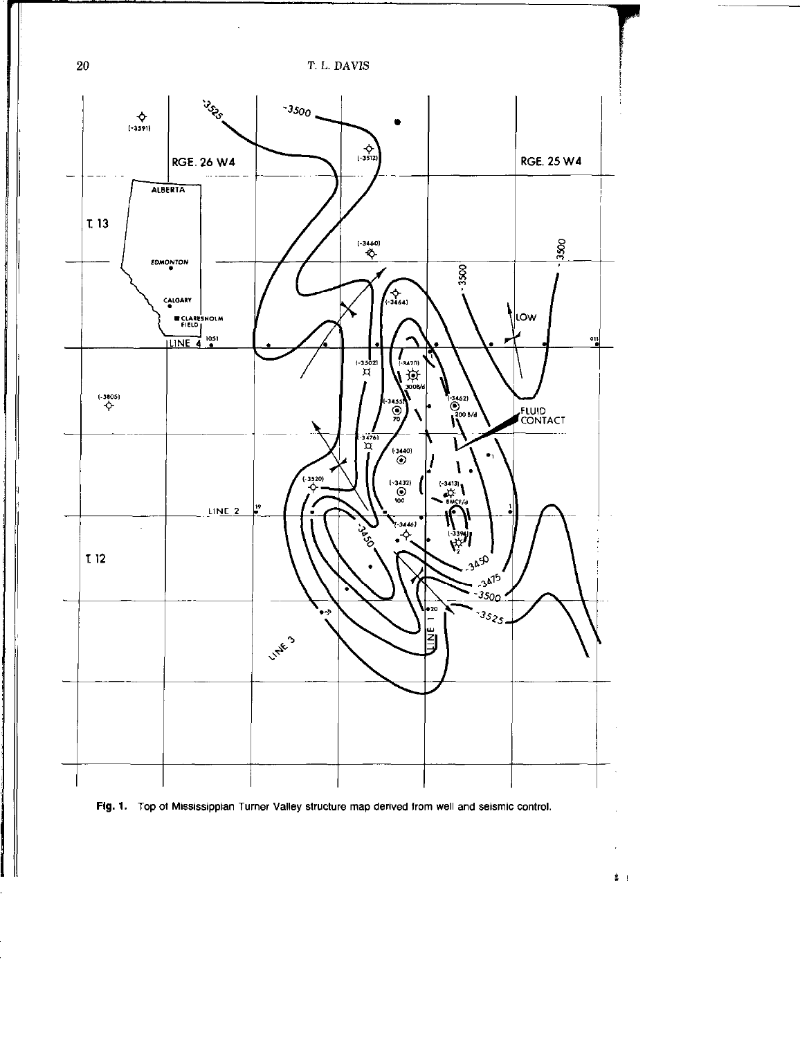RGE. 26 W4

RGE. 25 W4

T. 13

T. 12

ALBERTA

EDMONTON

CALGARY

CLARESHOLM FIELD

LINE 4

LINE 2

LINE 3

LINE 1

LOW

FLUID CONTACT

-3525

-3500

-3475

-3450

(-3591)

(-3512)

(-3460)

(-3464)

(-3502)

(-3470)

300B/d

(-3455)

70

(-3462)

200 B/d

(-3805)

(-3476)

(-3440)

(-3520)

(-3432)

100

(-3413)

8MCF/d

(-3446)

(-3396)

1051

911

19

20

**Fig. 1.** Top of Mississippian Turner Valley structure map derived from well and seismic control.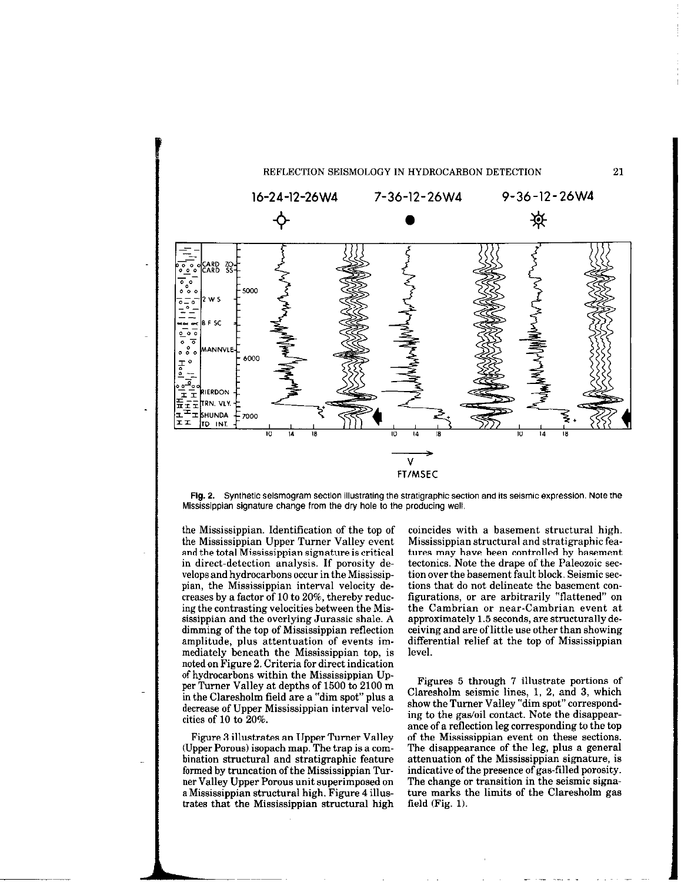16-24-12-26W4

7-36-12-26W4

9-36-12-26W4

CARD ZO

CARD SS

2 W S

B F SC

MANNVLE

RIERDON

TRN. VLY.

SHUNDA

TD INT.

5000

6000

7000

10 14 18

10 14 18

10 14 18

V

FT/MSEC

**Fig. 2.** Synthetic seismogram section illustrating the stratigraphic section and its seismic expression. Note the Mississippian signature change from the dry hole to the producing well.

the Mississippian. Identification of the top of the Mississippian Upper Turner Valley event and the total Mississippian signature is critical in direct-detection analysis. If porosity develops and hydrocarbons occur in the Mississippian, the Mississippian interval velocity decreases by a factor of 10 to 20%, thereby reducing the contrasting velocities between the Mississippian and the overlying Jurassic shale. A dimming of the top of Mississippian reflection amplitude, plus attentuation of events immediately beneath the Mississippian top, is noted on Figure 2. Criteria for direct indication of hydrocarbons within the Mississippian Upper Turner Valley at depths of 1500 to 2100 m in the Claresholm field are a "dim spot" plus a decrease of Upper Mississippian interval velocities of 10 to 20%.

Figure 3 illustrates an Upper Turner Valley (Upper Porous) isopach map. The trap is a combination structural and stratigraphic feature formed by truncation of the Mississippian Turner Valley Upper Porous unit superimposed on a Mississippian structural high. Figure 4 illustrates that the Mississippian structural high coincides with a basement structural high. Mississippian structural and stratigraphic features may have been controlled by basement tectonics. Note the drape of the Paleozoic section over the basement fault block. Seismic sections that do not delineate the basement configurations, or are arbitrarily "flattened" on the Cambrian or near-Cambrian event at approximately 1.5 seconds, are structurally deceiving and are of little use other than showing differential relief at the top of Mississippian level.

Figures 5 through 7 illustrate portions of Claresholm seismic lines, 1, 2, and 3, which show the Turner Valley "dim spot" corresponding to the gas/oil contact. Note the disappearance of a reflection leg corresponding to the top of the Mississippian event on these sections. The disappearance of the leg, plus a general attenuation of the Mississippian signature, is indicative of the presence of gas-filled porosity. The change or transition in the seismic signature marks the limits of the Claresholm gas field (Fig. 1).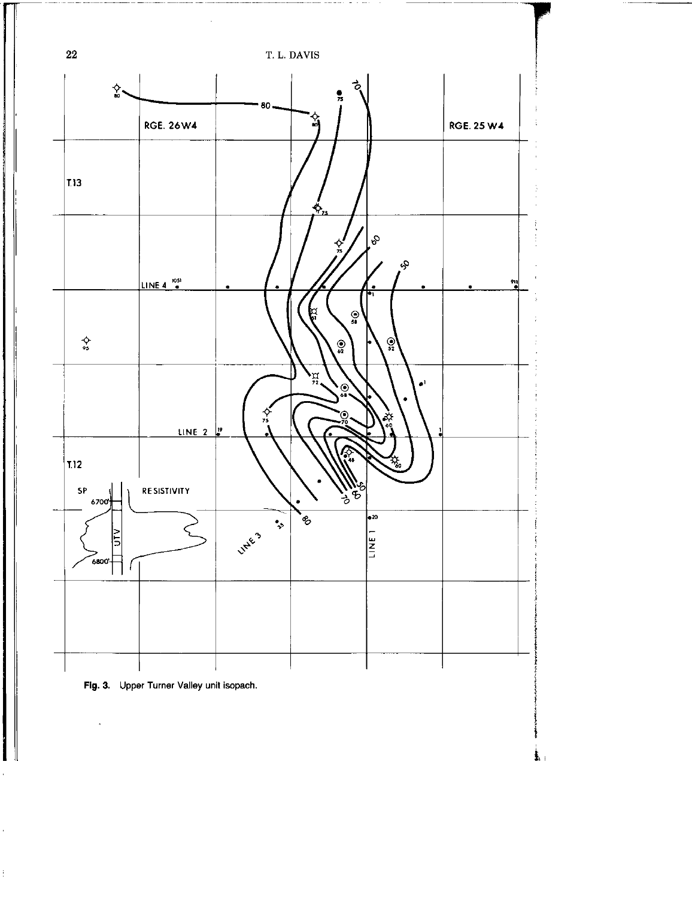RGE. 26W4

RGE. 25 W4

T.13

T.12

LINE 4

LINE 2

LINE 3

LINE 1

SP

RESISTIVITY

6700'

6800'

UTV

80

70

60

50

Fig. 3. Upper Turner Valley unit isopach.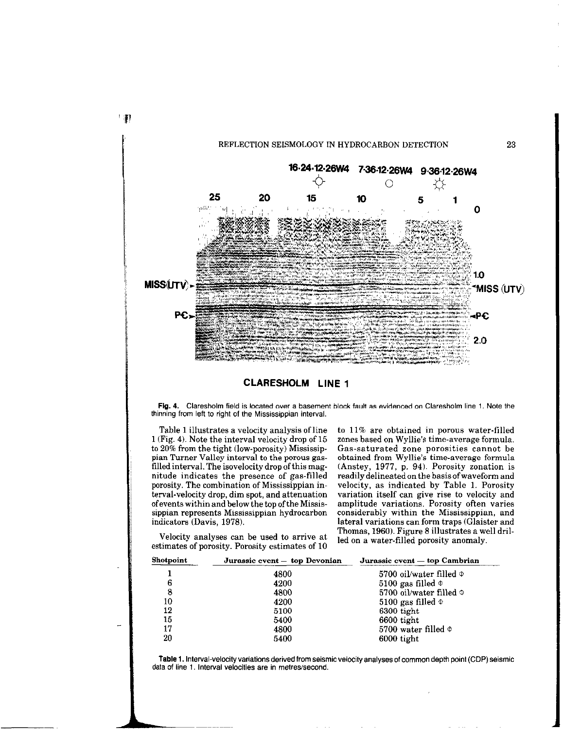16·24·12·26W4 7·36·12·26W4 9·36·12·26W4

25 20 15 10 5 1

0

1.0

MISS(UTV) MISS (UTV)

PC PЄ

2.0

CLARESHOLM LINE 1

**Fig. 4.** Claresholm field is located over a basement block fault as evidenced on Claresholm line 1. Note the thinning from left to right of the Mississippian interval.

Table 1 illustrates a velocity analysis of line 1 (Fig. 4). Note the interval velocity drop of 15 to 20% from the tight (low-porosity) Mississippian Turner Valley interval to the porous gas-filled interval. The isovelocity drop of this magnitude indicates the presence of gas-filled porosity. The combination of Mississippian interval-velocity drop, dim spot, and attenuation of events within and below the top of the Mississippian represents Mississippian hydrocarbon indicators (Davis, 1978).

Velocity analyses can be used to arrive at estimates of porosity. Porosity estimates of 10 to 11% are obtained in porous water-filled zones based on Wyllie's time-average formula. Gas-saturated zone porosities cannot be obtained from Wyllie's time-average formula (Anstey, 1977, p. 94). Porosity zonation is readily delineated on the basis of waveform and velocity, as indicated by Table 1. Porosity variation itself can give rise to velocity and amplitude variations. Porosity often varies considerably within the Mississippian, and lateral variations can form traps (Glaister and Thomas, 1960). Figure 8 illustrates a well drilled on a water-filled porosity anomaly.

| Shotpoint | Jurassic event — top Devonian | Jurassic event — top Cambrian |
|---|---|---|
| 1 | 4800 | 5700 oil/water filled Φ |
| 6 | 4200 | 5100 gas filled Φ |
| 8 | 4800 | 5700 oil/water filled Φ |
| 10 | 4200 | 5100 gas filled Φ |
| 12 | 5100 | 6300 tight |
| 15 | 5400 | 6600 tight |
| 17 | 4800 | 5700 water filled Φ |
| 20 | 5400 | 6000 tight |

**Table 1.** Interval-velocity variations derived from seismic velocity analyses of common depth point (CDP) seismic data of line 1. Interval velocities are in metres/second.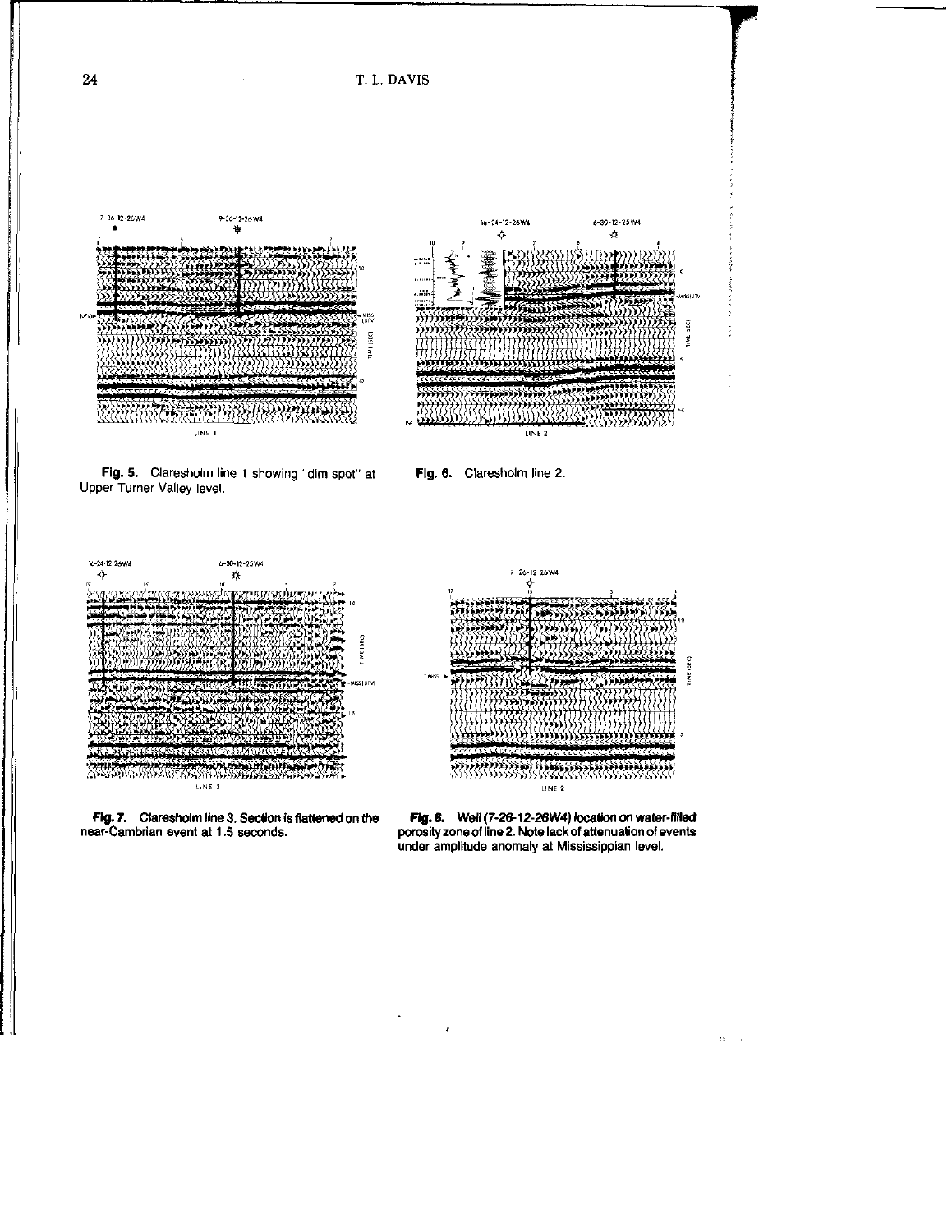7-36-12-26W4

9-36-12-26W4

UTV

MISS (UTV)

TIME (SEC)

LINE 1

**Fig. 5.** Claresholm line 1 showing "dim spot" at Upper Turner Valley level.

16-24-12-26W4

6-30-12-25W4

MISS(UTV)

TIME (SEC)

PC

LINE 2

**Fig. 6.** Claresholm line 2.

16-24-12-26W4

6-30-12-25W4

MISS(UTV)

TIME (SEC)

LINE 3

**Fig. 7.** Claresholm line 3. Section is flattened on the near-Cambrian event at 1.5 seconds.

7-26-12-26W4

TMISS

TIME (SEC)

LINE 2

**Fig. 8.** Well (7-26-12-26W4) location on water-filled porosity zone of line 2. Note lack of attenuation of events under amplitude anomaly at Mississippian level.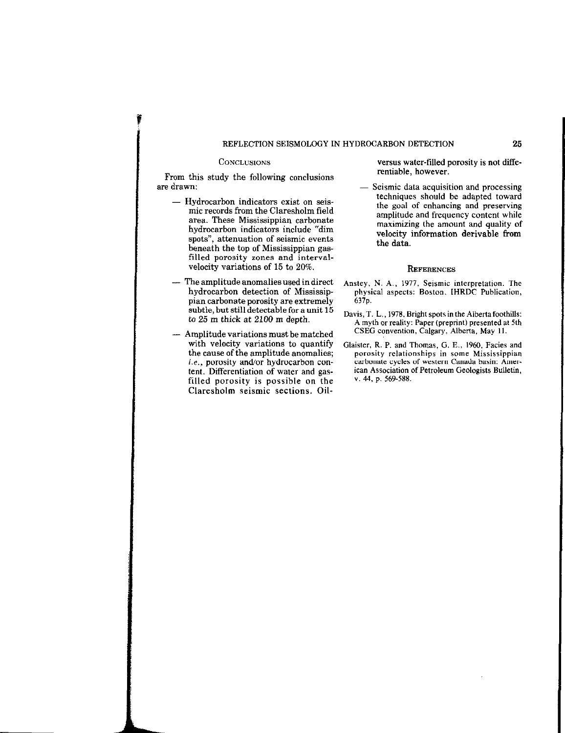## Conclusions

From this study the following conclusions are drawn:

- Hydrocarbon indicators exist on seismic records from the Claresholm field area. These Mississippian carbonate hydrocarbon indicators include "dim spots", attenuation of seismic events beneath the top of Mississippian gas-filled porosity zones and interval-velocity variations of 15 to 20%.
- The amplitude anomalies used in direct hydrocarbon detection of Mississippian carbonate porosity are extremely subtle, but still detectable for a unit 15 to 25 m thick at 2100 m depth.
- Amplitude variations must be matched with velocity variations to quantify the cause of the amplitude anomalies; *i.e.*, porosity and/or hydrocarbon content. Differentiation of water and gas-filled porosity is possible on the Claresholm seismic sections. Oil-versus water-filled porosity is not differentiable, however.
- Seismic data acquisition and processing techniques should be adapted toward the goal of enhancing and preserving amplitude and frequency content while maximizing the amount and quality of velocity information derivable from the data.

## References

Anstey, N. A., 1977, Seismic interpretation. The physical aspects: Boston. IHRDC Publication, 637p.

Davis, T. L., 1978, Bright spots in the Alberta foothills: A myth or reality: Paper (preprint) presented at 5th CSEG convention, Calgary, Alberta, May 11.

Glaister, R. P. and Thomas, G. E., 1960, Facies and porosity relationships in some Mississippian carbonate cycles of western Canada basin: American Association of Petroleum Geologists Bulletin, v. 44, p. 569-588.